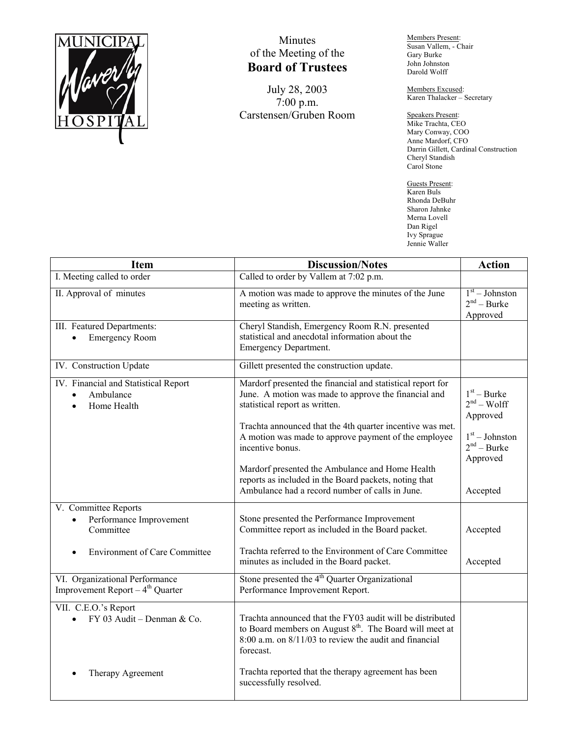MUNICIPAL Waverly HOSPITAL

# Minutes of the Meeting of the Board of Trustees

July 28, 2003
7:00 p.m.
Carstensen/Gruben Room

Members Present:
Susan Vallem, - Chair
Gary Burke
John Johnston
Darold Wolff

Members Excused:
Karen Thalacker – Secretary

Speakers Present:
Mike Trachta, CEO
Mary Conway, COO
Anne Mardorf, CFO
Darrin Gillett, Cardinal Construction
Cheryl Standish
Carol Stone

Guests Present:
Karen Buls
Rhonda DeBuhr
Sharon Jahnke
Merna Lovell
Dan Rigel
Ivy Sprague
Jennie Waller

| Item | Discussion/Notes | Action |
|---|---|---|
| I. Meeting called to order | Called to order by Vallem at 7:02 p.m. | |
| II. Approval of minutes | A motion was made to approve the minutes of the June meeting as written. | 1st – Johnston<br>2nd – Burke<br>Approved |
| III. Featured Departments:<br>• Emergency Room | Cheryl Standish, Emergency Room R.N. presented statistical and anecdotal information about the Emergency Department. | |
| IV. Construction Update | Gillett presented the construction update. | |
| IV. Financial and Statistical Report<br>• Ambulance<br>• Home Health | Mardorf presented the financial and statistical report for June. A motion was made to approve the financial and statistical report as written.<br><br>Trachta announced that the 4th quarter incentive was met. A motion was made to approve payment of the employee incentive bonus.<br><br>Mardorf presented the Ambulance and Home Health reports as included in the Board packets, noting that Ambulance had a record number of calls in June. | 1st – Burke<br>2nd – Wolff<br>Approved<br><br>1st – Johnston<br>2nd – Burke<br>Approved<br><br>Accepted |
| V. Committee Reports<br>• Performance Improvement Committee<br>• Environment of Care Committee | Stone presented the Performance Improvement Committee report as included in the Board packet.<br><br>Trachta referred to the Environment of Care Committee minutes as included in the Board packet. | Accepted<br><br>Accepted |
| VI. Organizational Performance Improvement Report – 4th Quarter | Stone presented the 4th Quarter Organizational Performance Improvement Report. | |
| VII. C.E.O.'s Report<br>• FY 03 Audit – Denman & Co.<br>• Therapy Agreement | Trachta announced that the FY03 audit will be distributed to Board members on August 8th. The Board will meet at 8:00 a.m. on 8/11/03 to review the audit and financial forecast.<br><br>Trachta reported that the therapy agreement has been successfully resolved. | |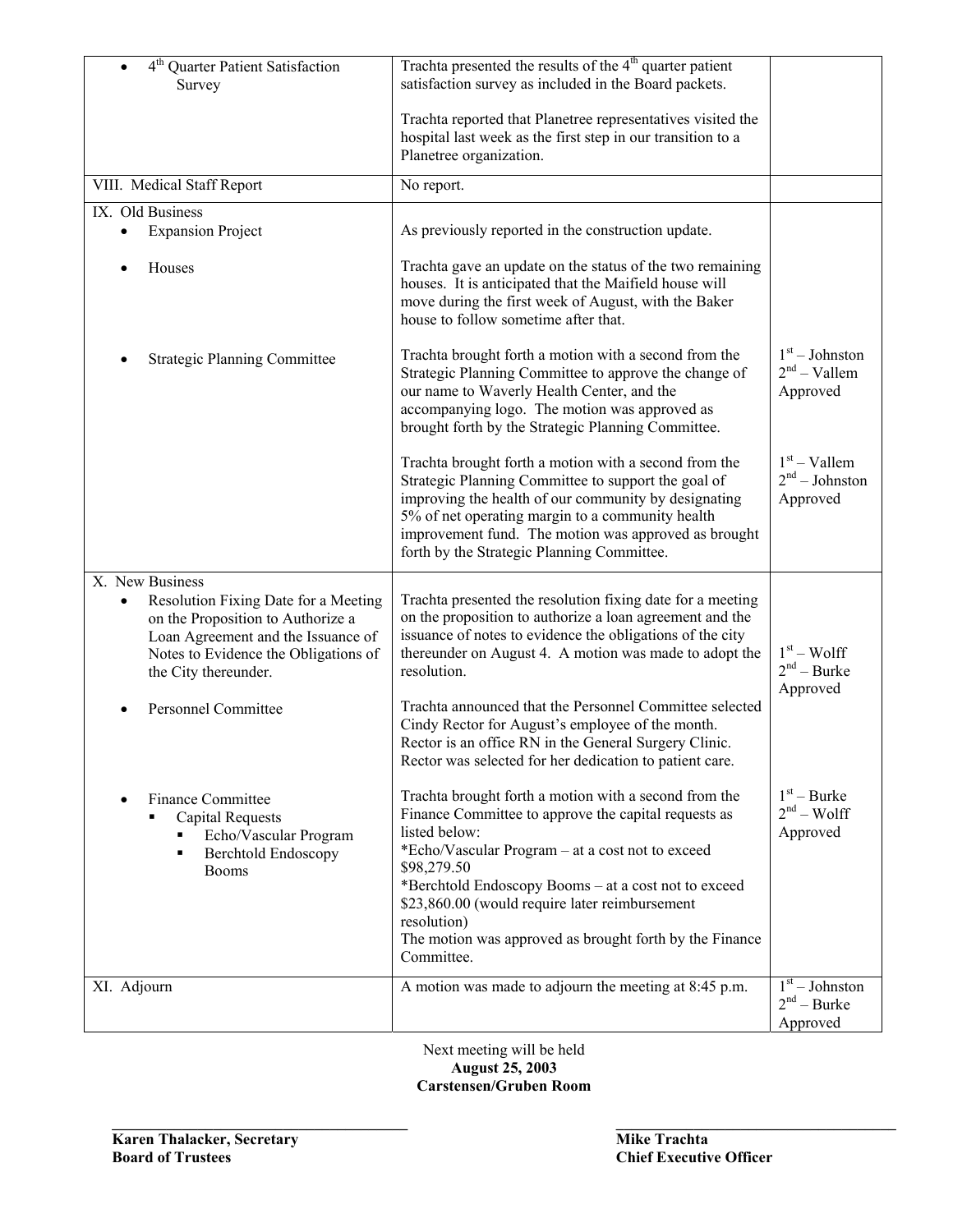| | | |
|---|---|---|
| • 4th Quarter Patient Satisfaction Survey | Trachta presented the results of the 4th quarter patient satisfaction survey as included in the Board packets.<br><br>Trachta reported that Planetree representatives visited the hospital last week as the first step in our transition to a Planetree organization. | |
| VIII. Medical Staff Report | No report. | |
| IX. Old Business<br>• Expansion Project<br><br>• Houses<br><br><br><br>• Strategic Planning Committee | As previously reported in the construction update.<br><br>Trachta gave an update on the status of the two remaining houses. It is anticipated that the Maifield house will move during the first week of August, with the Baker house to follow sometime after that.<br><br>Trachta brought forth a motion with a second from the Strategic Planning Committee to approve the change of our name to Waverly Health Center, and the accompanying logo. The motion was approved as brought forth by the Strategic Planning Committee.<br><br>Trachta brought forth a motion with a second from the Strategic Planning Committee to support the goal of improving the health of our community by designating 5% of net operating margin to a community health improvement fund. The motion was approved as brought forth by the Strategic Planning Committee. | 1st – Johnston<br>2nd – Vallem<br>Approved<br><br>1st – Vallem<br>2nd – Johnston<br>Approved |
| X. New Business<br>• Resolution Fixing Date for a Meeting on the Proposition to Authorize a Loan Agreement and the Issuance of Notes to Evidence the Obligations of the City thereunder.<br><br>• Personnel Committee<br><br><br><br>• Finance Committee<br>  ▪ Capital Requests<br>    ▪ Echo/Vascular Program<br>    ▪ Berchtold Endoscopy Booms | Trachta presented the resolution fixing date for a meeting on the proposition to authorize a loan agreement and the issuance of notes to evidence the obligations of the city thereunder on August 4. A motion was made to adopt the resolution.<br><br>Trachta announced that the Personnel Committee selected Cindy Rector for August's employee of the month. Rector is an office RN in the General Surgery Clinic. Rector was selected for her dedication to patient care.<br><br>Trachta brought forth a motion with a second from the Finance Committee to approve the capital requests as listed below:<br>*Echo/Vascular Program – at a cost not to exceed $98,279.50<br>*Berchtold Endoscopy Booms – at a cost not to exceed $23,860.00 (would require later reimbursement resolution)<br>The motion was approved as brought forth by the Finance Committee. | 1st – Wolff<br>2nd – Burke<br>Approved<br><br><br><br>1st – Burke<br>2nd – Wolff<br>Approved |
| XI. Adjourn | A motion was made to adjourn the meeting at 8:45 p.m. | 1st – Johnston<br>2nd – Burke<br>Approved |

Next meeting will be held
**August 25, 2003**
**Carstensen/Gruben Room**

**Karen Thalacker, Secretary**
**Board of Trustees**

**Mike Trachta**
**Chief Executive Officer**